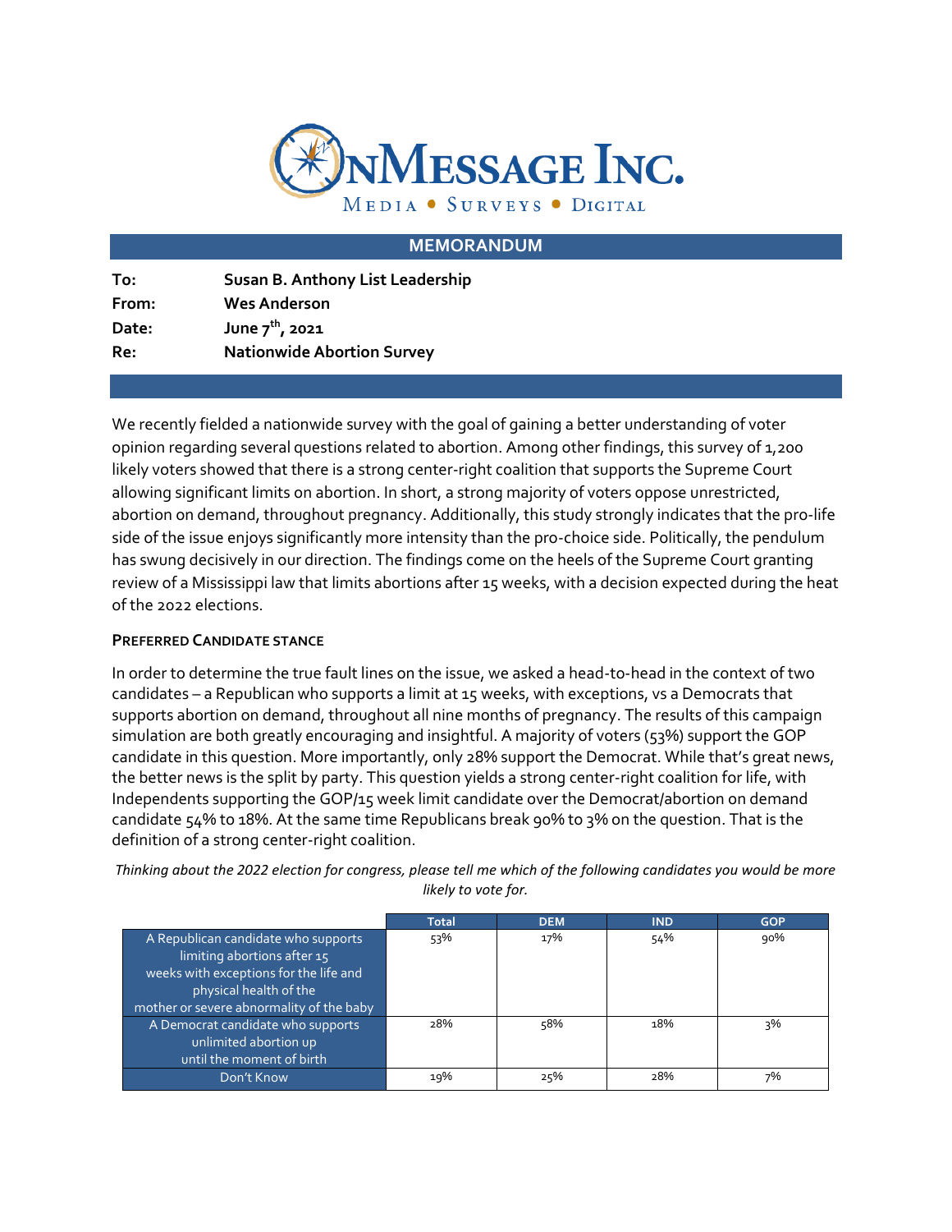# OnMessage Inc.

Media • Surveys • Digital

## MEMORANDUM

| | |
|---|---|
| **To:** | **Susan B. Anthony List Leadership** |
| **From:** | **Wes Anderson** |
| **Date:** | **June 7th, 2021** |
| **Re:** | **Nationwide Abortion Survey** |

We recently fielded a nationwide survey with the goal of gaining a better understanding of voter opinion regarding several questions related to abortion. Among other findings, this survey of 1,200 likely voters showed that there is a strong center-right coalition that supports the Supreme Court allowing significant limits on abortion. In short, a strong majority of voters oppose unrestricted, abortion on demand, throughout pregnancy. Additionally, this study strongly indicates that the pro-life side of the issue enjoys significantly more intensity than the pro-choice side. Politically, the pendulum has swung decisively in our direction. The findings come on the heels of the Supreme Court granting review of a Mississippi law that limits abortions after 15 weeks, with a decision expected during the heat of the 2022 elections.

### PREFERRED CANDIDATE STANCE

In order to determine the true fault lines on the issue, we asked a head-to-head in the context of two candidates – a Republican who supports a limit at 15 weeks, with exceptions, vs a Democrats that supports abortion on demand, throughout all nine months of pregnancy. The results of this campaign simulation are both greatly encouraging and insightful. A majority of voters (53%) support the GOP candidate in this question. More importantly, only 28% support the Democrat. While that's great news, the better news is the split by party. This question yields a strong center-right coalition for life, with Independents supporting the GOP/15 week limit candidate over the Democrat/abortion on demand candidate 54% to 18%. At the same time Republicans break 90% to 3% on the question. That is the definition of a strong center-right coalition.

*Thinking about the 2022 election for congress, please tell me which of the following candidates you would be more likely to vote for.*

| | Total | DEM | IND | GOP |
|---|---|---|---|---|
| A Republican candidate who supports limiting abortions after 15 weeks with exceptions for the life and physical health of the mother or severe abnormality of the baby | 53% | 17% | 54% | 90% |
| A Democrat candidate who supports unlimited abortion up until the moment of birth | 28% | 58% | 18% | 3% |
| Don't Know | 19% | 25% | 28% | 7% |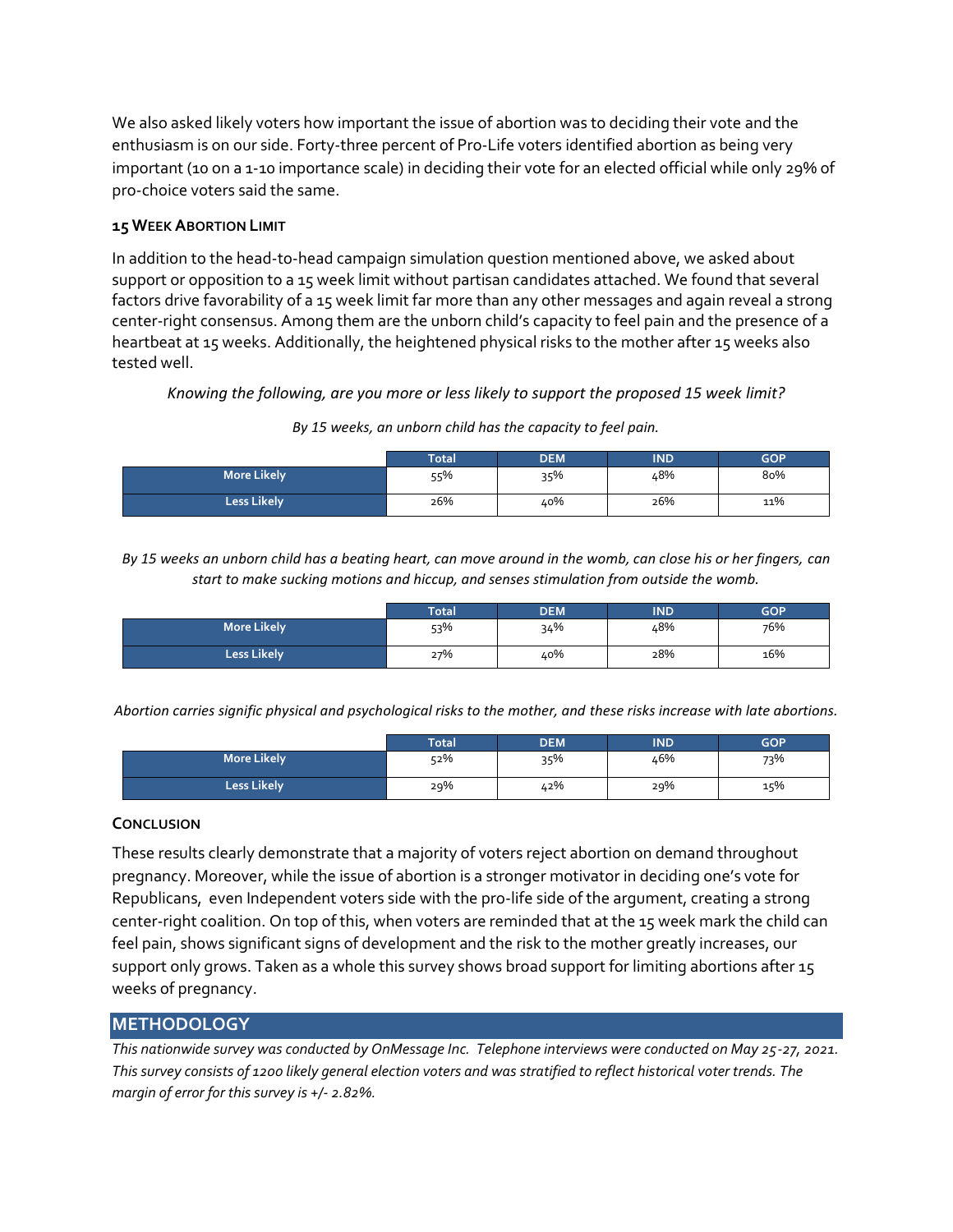We also asked likely voters how important the issue of abortion was to deciding their vote and the enthusiasm is on our side. Forty-three percent of Pro-Life voters identified abortion as being very important (10 on a 1-10 importance scale) in deciding their vote for an elected official while only 29% of pro-choice voters said the same.

### 15 Week Abortion Limit

In addition to the head-to-head campaign simulation question mentioned above, we asked about support or opposition to a 15 week limit without partisan candidates attached. We found that several factors drive favorability of a 15 week limit far more than any other messages and again reveal a strong center-right consensus. Among them are the unborn child's capacity to feel pain and the presence of a heartbeat at 15 weeks. Additionally, the heightened physical risks to the mother after 15 weeks also tested well.

*Knowing the following, are you more or less likely to support the proposed 15 week limit?*

*By 15 weeks, an unborn child has the capacity to feel pain.*

| | Total | DEM | IND | GOP |
|---|---|---|---|---|
| More Likely | 55% | 35% | 48% | 80% |
| Less Likely | 26% | 40% | 26% | 11% |

*By 15 weeks an unborn child has a beating heart, can move around in the womb, can close his or her fingers, can start to make sucking motions and hiccup, and senses stimulation from outside the womb.*

| | Total | DEM | IND | GOP |
|---|---|---|---|---|
| More Likely | 53% | 34% | 48% | 76% |
| Less Likely | 27% | 40% | 28% | 16% |

*Abortion carries signific physical and psychological risks to the mother, and these risks increase with late abortions.*

| | Total | DEM | IND | GOP |
|---|---|---|---|---|
| More Likely | 52% | 35% | 46% | 73% |
| Less Likely | 29% | 42% | 29% | 15% |

### Conclusion

These results clearly demonstrate that a majority of voters reject abortion on demand throughout pregnancy. Moreover, while the issue of abortion is a stronger motivator in deciding one's vote for Republicans, even Independent voters side with the pro-life side of the argument, creating a strong center-right coalition. On top of this, when voters are reminded that at the 15 week mark the child can feel pain, shows significant signs of development and the risk to the mother greatly increases, our support only grows. Taken as a whole this survey shows broad support for limiting abortions after 15 weeks of pregnancy.

## METHODOLOGY

*This nationwide survey was conducted by OnMessage Inc. Telephone interviews were conducted on May 25-27, 2021. This survey consists of 1200 likely general election voters and was stratified to reflect historical voter trends. The margin of error for this survey is +/- 2.82%.*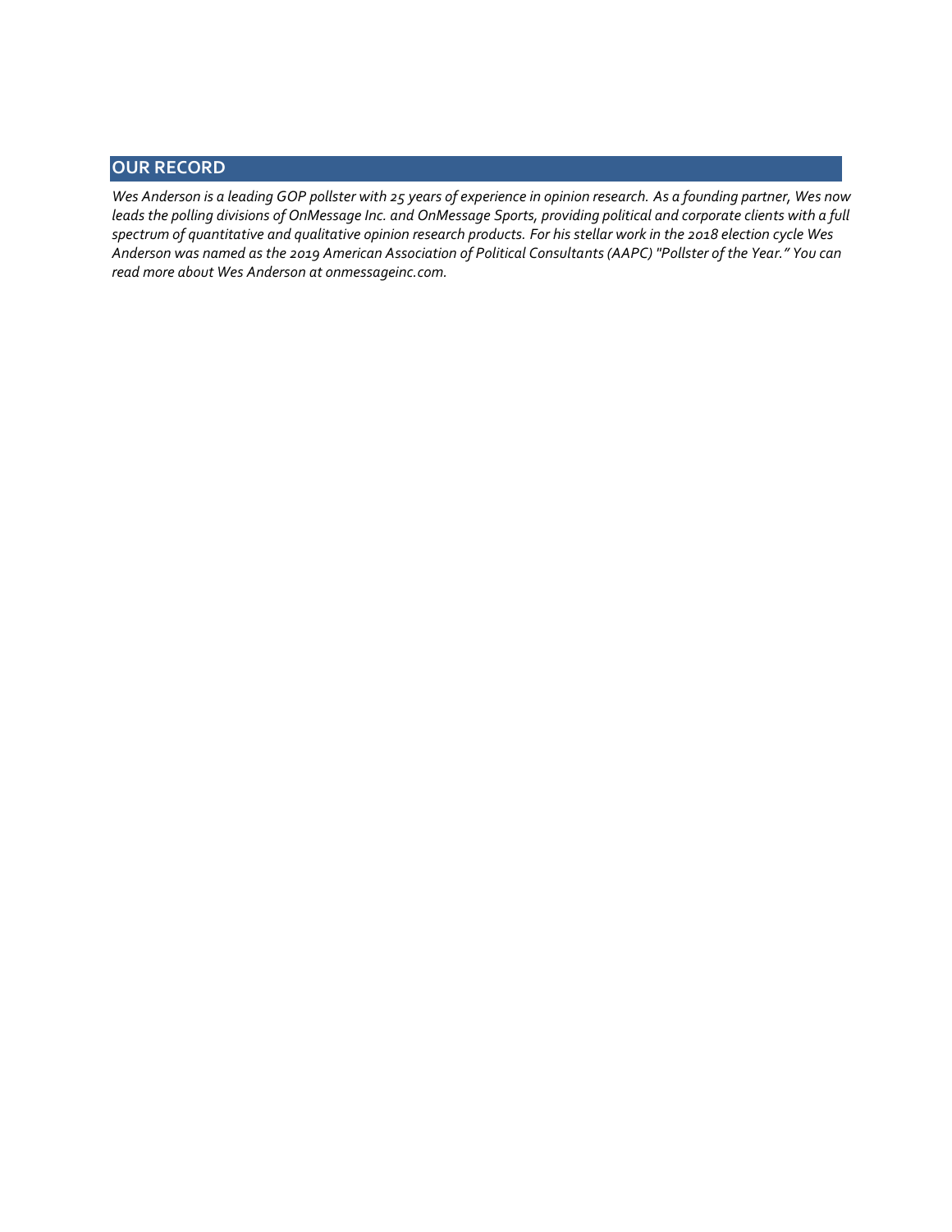## OUR RECORD

*Wes Anderson is a leading GOP pollster with 25 years of experience in opinion research. As a founding partner, Wes now leads the polling divisions of OnMessage Inc. and OnMessage Sports, providing political and corporate clients with a full spectrum of quantitative and qualitative opinion research products. For his stellar work in the 2018 election cycle Wes Anderson was named as the 2019 American Association of Political Consultants (AAPC) "Pollster of the Year." You can read more about Wes Anderson at onmessageinc.com.*